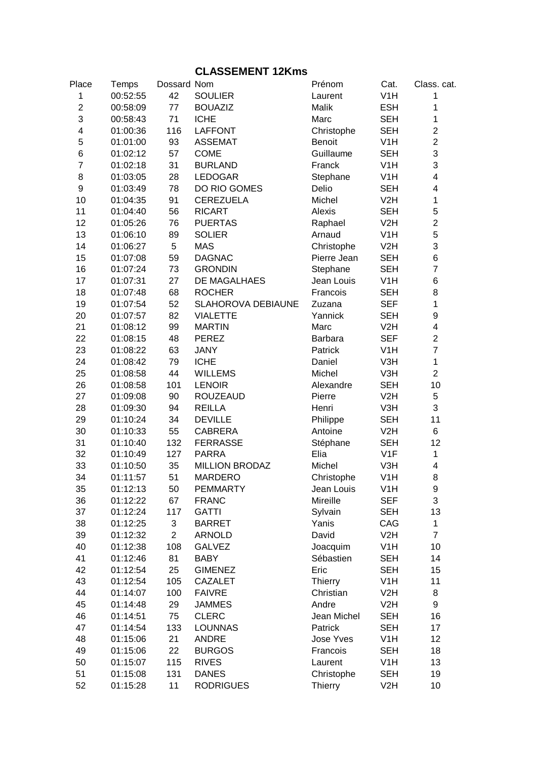# CLASSEMENT 12Kms

| Place | Temps | Dossard | Nom | Prénom | Cat. | Class. cat. |
|---|---|---|---|---|---|---|
| 1 | 00:52:55 | 42 | SOULIER | Laurent | V1H | 1 |
| 2 | 00:58:09 | 77 | BOUAZIZ | Malik | ESH | 1 |
| 3 | 00:58:43 | 71 | ICHE | Marc | SEH | 1 |
| 4 | 01:00:36 | 116 | LAFFONT | Christophe | SEH | 2 |
| 5 | 01:01:00 | 93 | ASSEMAT | Benoit | V1H | 2 |
| 6 | 01:02:12 | 57 | COME | Guillaume | SEH | 3 |
| 7 | 01:02:18 | 31 | BURLAND | Franck | V1H | 3 |
| 8 | 01:03:05 | 28 | LEDOGAR | Stephane | V1H | 4 |
| 9 | 01:03:49 | 78 | DO RIO GOMES | Delio | SEH | 4 |
| 10 | 01:04:35 | 91 | CEREZUELA | Michel | V2H | 1 |
| 11 | 01:04:40 | 56 | RICART | Alexis | SEH | 5 |
| 12 | 01:05:26 | 76 | PUERTAS | Raphael | V2H | 2 |
| 13 | 01:06:10 | 89 | SOLIER | Arnaud | V1H | 5 |
| 14 | 01:06:27 | 5 | MAS | Christophe | V2H | 3 |
| 15 | 01:07:08 | 59 | DAGNAC | Pierre Jean | SEH | 6 |
| 16 | 01:07:24 | 73 | GRONDIN | Stephane | SEH | 7 |
| 17 | 01:07:31 | 27 | DE MAGALHAES | Jean Louis | V1H | 6 |
| 18 | 01:07:48 | 68 | ROCHER | Francois | SEH | 8 |
| 19 | 01:07:54 | 52 | SLAHOROVA DEBIAUNE | Zuzana | SEF | 1 |
| 20 | 01:07:57 | 82 | VIALETTE | Yannick | SEH | 9 |
| 21 | 01:08:12 | 99 | MARTIN | Marc | V2H | 4 |
| 22 | 01:08:15 | 48 | PEREZ | Barbara | SEF | 2 |
| 23 | 01:08:22 | 63 | JANY | Patrick | V1H | 7 |
| 24 | 01:08:42 | 79 | ICHE | Daniel | V3H | 1 |
| 25 | 01:08:58 | 44 | WILLEMS | Michel | V3H | 2 |
| 26 | 01:08:58 | 101 | LENOIR | Alexandre | SEH | 10 |
| 27 | 01:09:08 | 90 | ROUZEAUD | Pierre | V2H | 5 |
| 28 | 01:09:30 | 94 | REILLA | Henri | V3H | 3 |
| 29 | 01:10:24 | 34 | DEVILLE | Philippe | SEH | 11 |
| 30 | 01:10:33 | 55 | CABRERA | Antoine | V2H | 6 |
| 31 | 01:10:40 | 132 | FERRASSE | Stéphane | SEH | 12 |
| 32 | 01:10:49 | 127 | PARRA | Elia | V1F | 1 |
| 33 | 01:10:50 | 35 | MILLION BRODAZ | Michel | V3H | 4 |
| 34 | 01:11:57 | 51 | MARDERO | Christophe | V1H | 8 |
| 35 | 01:12:13 | 50 | PEMMARTY | Jean Louis | V1H | 9 |
| 36 | 01:12:22 | 67 | FRANC | Mireille | SEF | 3 |
| 37 | 01:12:24 | 117 | GATTI | Sylvain | SEH | 13 |
| 38 | 01:12:25 | 3 | BARRET | Yanis | CAG | 1 |
| 39 | 01:12:32 | 2 | ARNOLD | David | V2H | 7 |
| 40 | 01:12:38 | 108 | GALVEZ | Joacquim | V1H | 10 |
| 41 | 01:12:46 | 81 | BABY | Sébastien | SEH | 14 |
| 42 | 01:12:54 | 25 | GIMENEZ | Eric | SEH | 15 |
| 43 | 01:12:54 | 105 | CAZALET | Thierry | V1H | 11 |
| 44 | 01:14:07 | 100 | FAIVRE | Christian | V2H | 8 |
| 45 | 01:14:48 | 29 | JAMMES | Andre | V2H | 9 |
| 46 | 01:14:51 | 75 | CLERC | Jean Michel | SEH | 16 |
| 47 | 01:14:54 | 133 | LOUNNAS | Patrick | SEH | 17 |
| 48 | 01:15:06 | 21 | ANDRE | Jose Yves | V1H | 12 |
| 49 | 01:15:06 | 22 | BURGOS | Francois | SEH | 18 |
| 50 | 01:15:07 | 115 | RIVES | Laurent | V1H | 13 |
| 51 | 01:15:08 | 131 | DANES | Christophe | SEH | 19 |
| 52 | 01:15:28 | 11 | RODRIGUES | Thierry | V2H | 10 |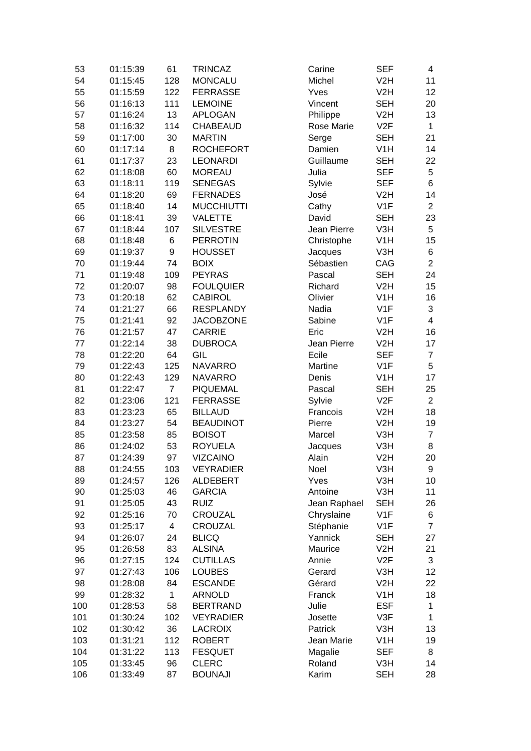| | | | | | | |
|---|---|---|---|---|---|---|
| 53 | 01:15:39 | 61 | TRINCAZ | Carine | SEF | 4 |
| 54 | 01:15:45 | 128 | MONCALU | Michel | V2H | 11 |
| 55 | 01:15:59 | 122 | FERRASSE | Yves | V2H | 12 |
| 56 | 01:16:13 | 111 | LEMOINE | Vincent | SEH | 20 |
| 57 | 01:16:24 | 13 | APLOGAN | Philippe | V2H | 13 |
| 58 | 01:16:32 | 114 | CHABEAUD | Rose Marie | V2F | 1 |
| 59 | 01:17:00 | 30 | MARTIN | Serge | SEH | 21 |
| 60 | 01:17:14 | 8 | ROCHEFORT | Damien | V1H | 14 |
| 61 | 01:17:37 | 23 | LEONARDI | Guillaume | SEH | 22 |
| 62 | 01:18:08 | 60 | MOREAU | Julia | SEF | 5 |
| 63 | 01:18:11 | 119 | SENEGAS | Sylvie | SEF | 6 |
| 64 | 01:18:20 | 69 | FERNADES | José | V2H | 14 |
| 65 | 01:18:40 | 14 | MUCCHIUTTI | Cathy | V1F | 2 |
| 66 | 01:18:41 | 39 | VALETTE | David | SEH | 23 |
| 67 | 01:18:44 | 107 | SILVESTRE | Jean Pierre | V3H | 5 |
| 68 | 01:18:48 | 6 | PERROTIN | Christophe | V1H | 15 |
| 69 | 01:19:37 | 9 | HOUSSET | Jacques | V3H | 6 |
| 70 | 01:19:44 | 74 | BOIX | Sébastien | CAG | 2 |
| 71 | 01:19:48 | 109 | PEYRAS | Pascal | SEH | 24 |
| 72 | 01:20:07 | 98 | FOULQUIER | Richard | V2H | 15 |
| 73 | 01:20:18 | 62 | CABIROL | Olivier | V1H | 16 |
| 74 | 01:21:27 | 66 | RESPLANDY | Nadia | V1F | 3 |
| 75 | 01:21:41 | 92 | JACOBZONE | Sabine | V1F | 4 |
| 76 | 01:21:57 | 47 | CARRIE | Eric | V2H | 16 |
| 77 | 01:22:14 | 38 | DUBROCA | Jean Pierre | V2H | 17 |
| 78 | 01:22:20 | 64 | GIL | Ecile | SEF | 7 |
| 79 | 01:22:43 | 125 | NAVARRO | Martine | V1F | 5 |
| 80 | 01:22:43 | 129 | NAVARRO | Denis | V1H | 17 |
| 81 | 01:22:47 | 7 | PIQUEMAL | Pascal | SEH | 25 |
| 82 | 01:23:06 | 121 | FERRASSE | Sylvie | V2F | 2 |
| 83 | 01:23:23 | 65 | BILLAUD | Francois | V2H | 18 |
| 84 | 01:23:27 | 54 | BEAUDINOT | Pierre | V2H | 19 |
| 85 | 01:23:58 | 85 | BOISOT | Marcel | V3H | 7 |
| 86 | 01:24:02 | 53 | ROYUELA | Jacques | V3H | 8 |
| 87 | 01:24:39 | 97 | VIZCAINO | Alain | V2H | 20 |
| 88 | 01:24:55 | 103 | VEYRADIER | Noel | V3H | 9 |
| 89 | 01:24:57 | 126 | ALDEBERT | Yves | V3H | 10 |
| 90 | 01:25:03 | 46 | GARCIA | Antoine | V3H | 11 |
| 91 | 01:25:05 | 43 | RUIZ | Jean Raphael | SEH | 26 |
| 92 | 01:25:16 | 70 | CROUZAL | Chryslaine | V1F | 6 |
| 93 | 01:25:17 | 4 | CROUZAL | Stéphanie | V1F | 7 |
| 94 | 01:26:07 | 24 | BLICQ | Yannick | SEH | 27 |
| 95 | 01:26:58 | 83 | ALSINA | Maurice | V2H | 21 |
| 96 | 01:27:15 | 124 | CUTILLAS | Annie | V2F | 3 |
| 97 | 01:27:43 | 106 | LOUBES | Gerard | V3H | 12 |
| 98 | 01:28:08 | 84 | ESCANDE | Gérard | V2H | 22 |
| 99 | 01:28:32 | 1 | ARNOLD | Franck | V1H | 18 |
| 100 | 01:28:53 | 58 | BERTRAND | Julie | ESF | 1 |
| 101 | 01:30:24 | 102 | VEYRADIER | Josette | V3F | 1 |
| 102 | 01:30:42 | 36 | LACROIX | Patrick | V3H | 13 |
| 103 | 01:31:21 | 112 | ROBERT | Jean Marie | V1H | 19 |
| 104 | 01:31:22 | 113 | FESQUET | Magalie | SEF | 8 |
| 105 | 01:33:45 | 96 | CLERC | Roland | V3H | 14 |
| 106 | 01:33:49 | 87 | BOUNAJI | Karim | SEH | 28 |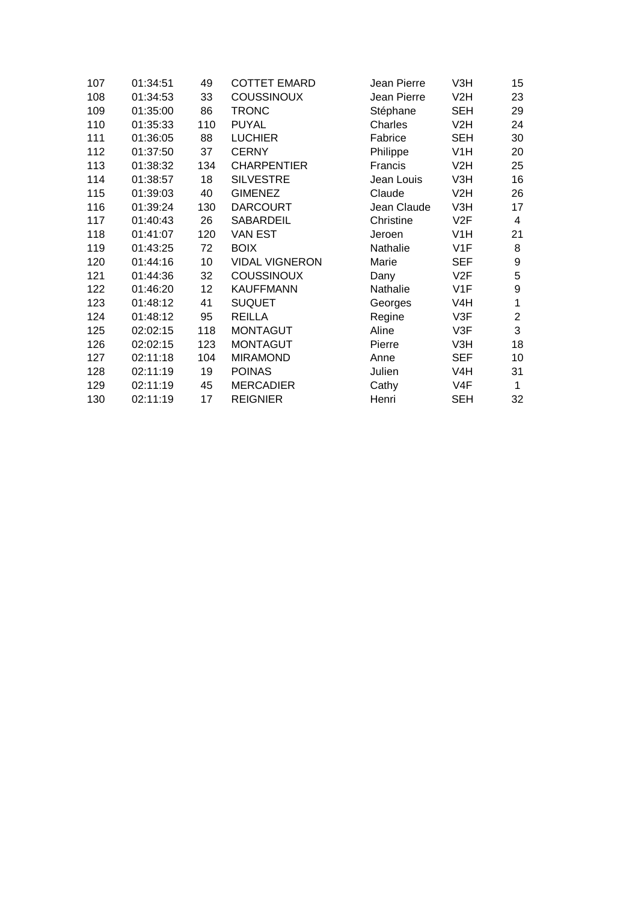| | | | | | | |
|---|---|---|---|---|---|---|
| 107 | 01:34:51 | 49 | COTTET EMARD | Jean Pierre | V3H | 15 |
| 108 | 01:34:53 | 33 | COUSSINOUX | Jean Pierre | V2H | 23 |
| 109 | 01:35:00 | 86 | TRONC | Stéphane | SEH | 29 |
| 110 | 01:35:33 | 110 | PUYAL | Charles | V2H | 24 |
| 111 | 01:36:05 | 88 | LUCHIER | Fabrice | SEH | 30 |
| 112 | 01:37:50 | 37 | CERNY | Philippe | V1H | 20 |
| 113 | 01:38:32 | 134 | CHARPENTIER | Francis | V2H | 25 |
| 114 | 01:38:57 | 18 | SILVESTRE | Jean Louis | V3H | 16 |
| 115 | 01:39:03 | 40 | GIMENEZ | Claude | V2H | 26 |
| 116 | 01:39:24 | 130 | DARCOURT | Jean Claude | V3H | 17 |
| 117 | 01:40:43 | 26 | SABARDEIL | Christine | V2F | 4 |
| 118 | 01:41:07 | 120 | VAN EST | Jeroen | V1H | 21 |
| 119 | 01:43:25 | 72 | BOIX | Nathalie | V1F | 8 |
| 120 | 01:44:16 | 10 | VIDAL VIGNERON | Marie | SEF | 9 |
| 121 | 01:44:36 | 32 | COUSSINOUX | Dany | V2F | 5 |
| 122 | 01:46:20 | 12 | KAUFFMANN | Nathalie | V1F | 9 |
| 123 | 01:48:12 | 41 | SUQUET | Georges | V4H | 1 |
| 124 | 01:48:12 | 95 | REILLA | Regine | V3F | 2 |
| 125 | 02:02:15 | 118 | MONTAGUT | Aline | V3F | 3 |
| 126 | 02:02:15 | 123 | MONTAGUT | Pierre | V3H | 18 |
| 127 | 02:11:18 | 104 | MIRAMOND | Anne | SEF | 10 |
| 128 | 02:11:19 | 19 | POINAS | Julien | V4H | 31 |
| 129 | 02:11:19 | 45 | MERCADIER | Cathy | V4F | 1 |
| 130 | 02:11:19 | 17 | REIGNIER | Henri | SEH | 32 |